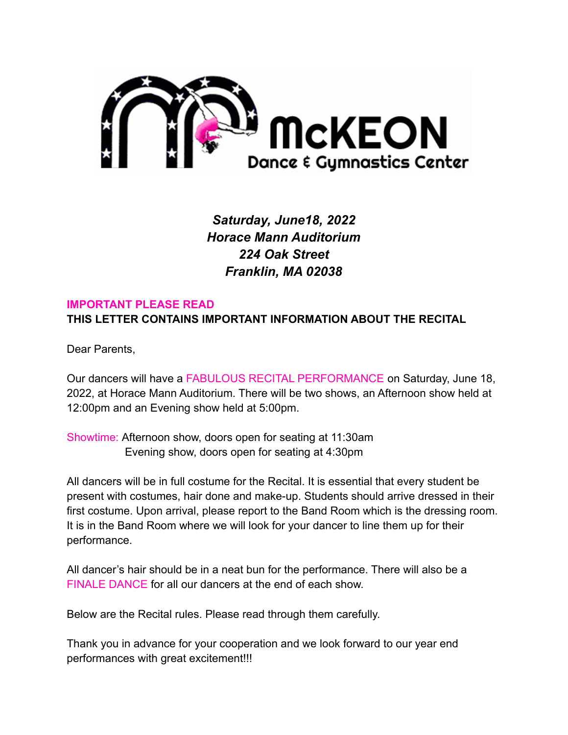McKEON
Dance & Gymnastics Center

***Saturday, June18, 2022***
***Horace Mann Auditorium***
***224 Oak Street***
***Franklin, MA 02038***

**IMPORTANT PLEASE READ**
**THIS LETTER CONTAINS IMPORTANT INFORMATION ABOUT THE RECITAL**

Dear Parents,

Our dancers will have a FABULOUS RECITAL PERFORMANCE on Saturday, June 18, 2022, at Horace Mann Auditorium. There will be two shows, an Afternoon show held at 12:00pm and an Evening show held at 5:00pm.

Showtime: Afternoon show, doors open for seating at 11:30am
Evening show, doors open for seating at 4:30pm

All dancers will be in full costume for the Recital. It is essential that every student be present with costumes, hair done and make-up. Students should arrive dressed in their first costume. Upon arrival, please report to the Band Room which is the dressing room. It is in the Band Room where we will look for your dancer to line them up for their performance.

All dancer's hair should be in a neat bun for the performance. There will also be a FINALE DANCE for all our dancers at the end of each show.

Below are the Recital rules. Please read through them carefully.

Thank you in advance for your cooperation and we look forward to our year end performances with great excitement!!!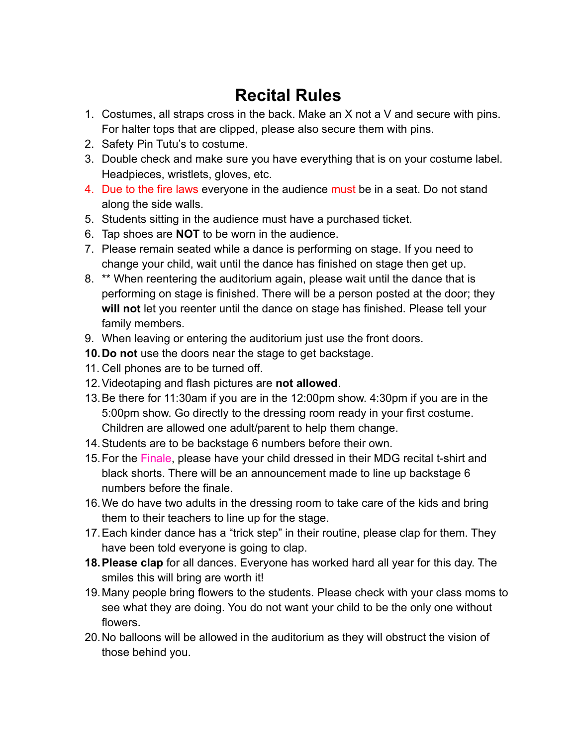# Recital Rules

1. Costumes, all straps cross in the back. Make an X not a V and secure with pins. For halter tops that are clipped, please also secure them with pins.
2. Safety Pin Tutu's to costume.
3. Double check and make sure you have everything that is on your costume label. Headpieces, wristlets, gloves, etc.
4. Due to the fire laws everyone in the audience must be in a seat. Do not stand along the side walls.
5. Students sitting in the audience must have a purchased ticket.
6. Tap shoes are **NOT** to be worn in the audience.
7. Please remain seated while a dance is performing on stage. If you need to change your child, wait until the dance has finished on stage then get up.
8. ** When reentering the auditorium again, please wait until the dance that is performing on stage is finished. There will be a person posted at the door; they **will not** let you reenter until the dance on stage has finished. Please tell your family members.
9. When leaving or entering the auditorium just use the front doors.
10. **Do not** use the doors near the stage to get backstage.
11. Cell phones are to be turned off.
12. Videotaping and flash pictures are **not allowed**.
13. Be there for 11:30am if you are in the 12:00pm show. 4:30pm if you are in the 5:00pm show. Go directly to the dressing room ready in your first costume. Children are allowed one adult/parent to help them change.
14. Students are to be backstage 6 numbers before their own.
15. For the Finale, please have your child dressed in their MDG recital t-shirt and black shorts. There will be an announcement made to line up backstage 6 numbers before the finale.
16. We do have two adults in the dressing room to take care of the kids and bring them to their teachers to line up for the stage.
17. Each kinder dance has a "trick step" in their routine, please clap for them. They have been told everyone is going to clap.
18. **Please clap** for all dances. Everyone has worked hard all year for this day. The smiles this will bring are worth it!
19. Many people bring flowers to the students. Please check with your class moms to see what they are doing. You do not want your child to be the only one without flowers.
20. No balloons will be allowed in the auditorium as they will obstruct the vision of those behind you.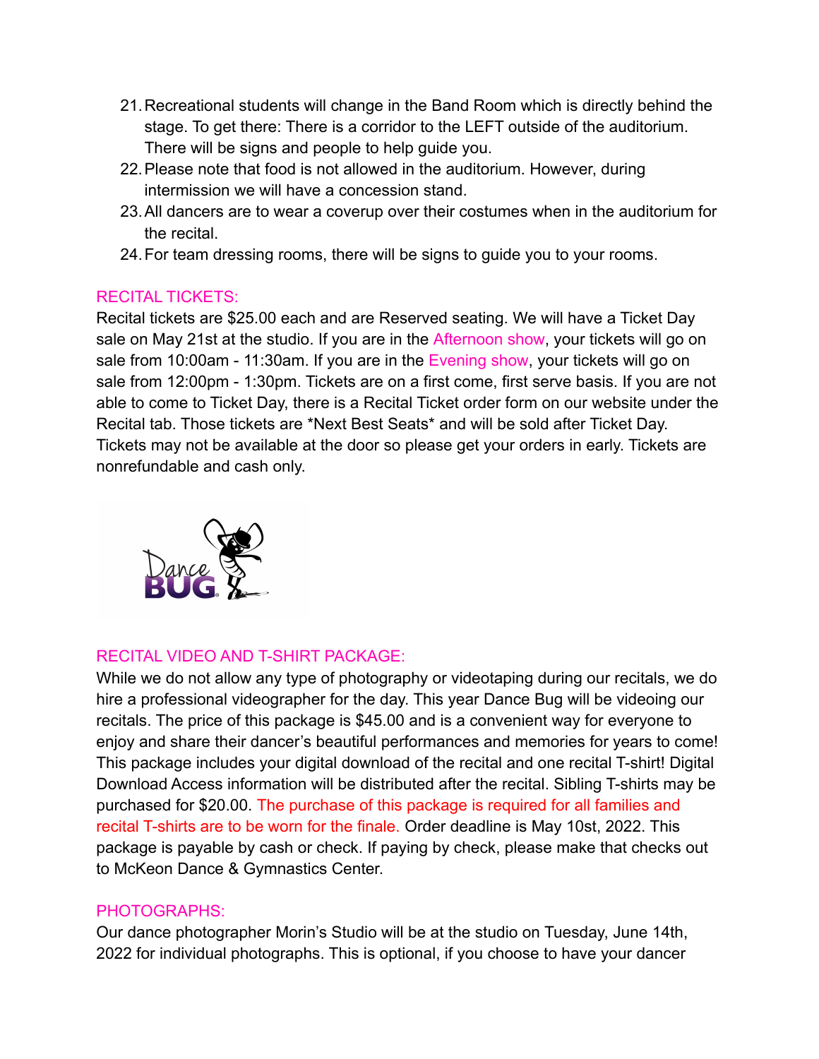21. Recreational students will change in the Band Room which is directly behind the stage. To get there: There is a corridor to the LEFT outside of the auditorium. There will be signs and people to help guide you.
22. Please note that food is not allowed in the auditorium. However, during intermission we will have a concession stand.
23. All dancers are to wear a coverup over their costumes when in the auditorium for the recital.
24. For team dressing rooms, there will be signs to guide you to your rooms.

## RECITAL TICKETS:

Recital tickets are $25.00 each and are Reserved seating. We will have a Ticket Day sale on May 21st at the studio. If you are in the Afternoon show, your tickets will go on sale from 10:00am - 11:30am. If you are in the Evening show, your tickets will go on sale from 12:00pm - 1:30pm. Tickets are on a first come, first serve basis. If you are not able to come to Ticket Day, there is a Recital Ticket order form on our website under the Recital tab. Those tickets are *Next Best Seats* and will be sold after Ticket Day. Tickets may not be available at the door so please get your orders in early. Tickets are nonrefundable and cash only.

## RECITAL VIDEO AND T-SHIRT PACKAGE:

While we do not allow any type of photography or videotaping during our recitals, we do hire a professional videographer for the day. This year Dance Bug will be videoing our recitals. The price of this package is $45.00 and is a convenient way for everyone to enjoy and share their dancer's beautiful performances and memories for years to come! This package includes your digital download of the recital and one recital T-shirt! Digital Download Access information will be distributed after the recital. Sibling T-shirts may be purchased for $20.00. The purchase of this package is required for all families and recital T-shirts are to be worn for the finale. Order deadline is May 10st, 2022. This package is payable by cash or check. If paying by check, please make that checks out to McKeon Dance & Gymnastics Center.

## PHOTOGRAPHS:

Our dance photographer Morin's Studio will be at the studio on Tuesday, June 14th, 2022 for individual photographs. This is optional, if you choose to have your dancer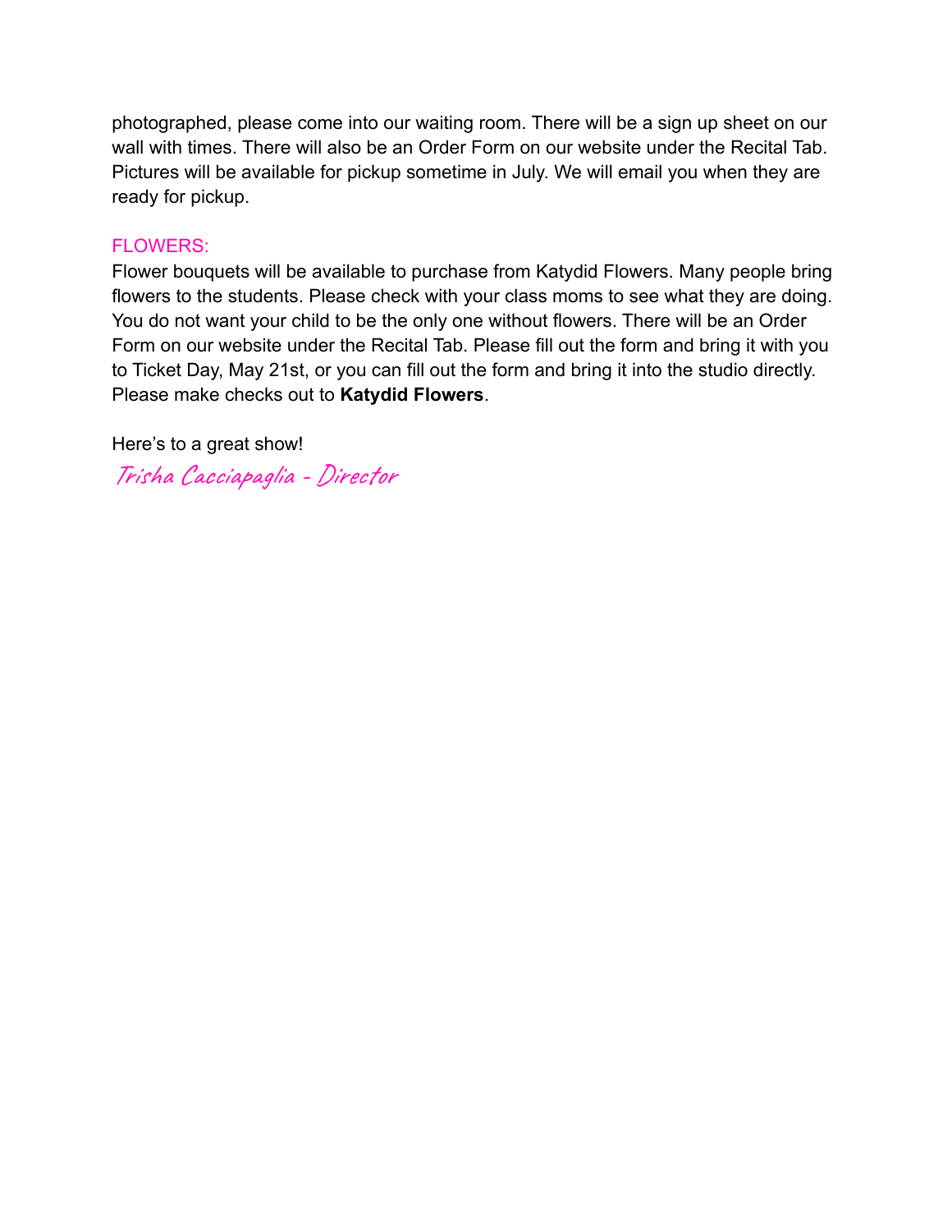photographed, please come into our waiting room. There will be a sign up sheet on our wall with times. There will also be an Order Form on our website under the Recital Tab. Pictures will be available for pickup sometime in July. We will email you when they are ready for pickup.

## FLOWERS:

Flower bouquets will be available to purchase from Katydid Flowers. Many people bring flowers to the students. Please check with your class moms to see what they are doing. You do not want your child to be the only one without flowers. There will be an Order Form on our website under the Recital Tab. Please fill out the form and bring it with you to Ticket Day, May 21st, or you can fill out the form and bring it into the studio directly. Please make checks out to **Katydid Flowers**.

Here's to a great show!

*Trisha Cacciapaglia - Director*